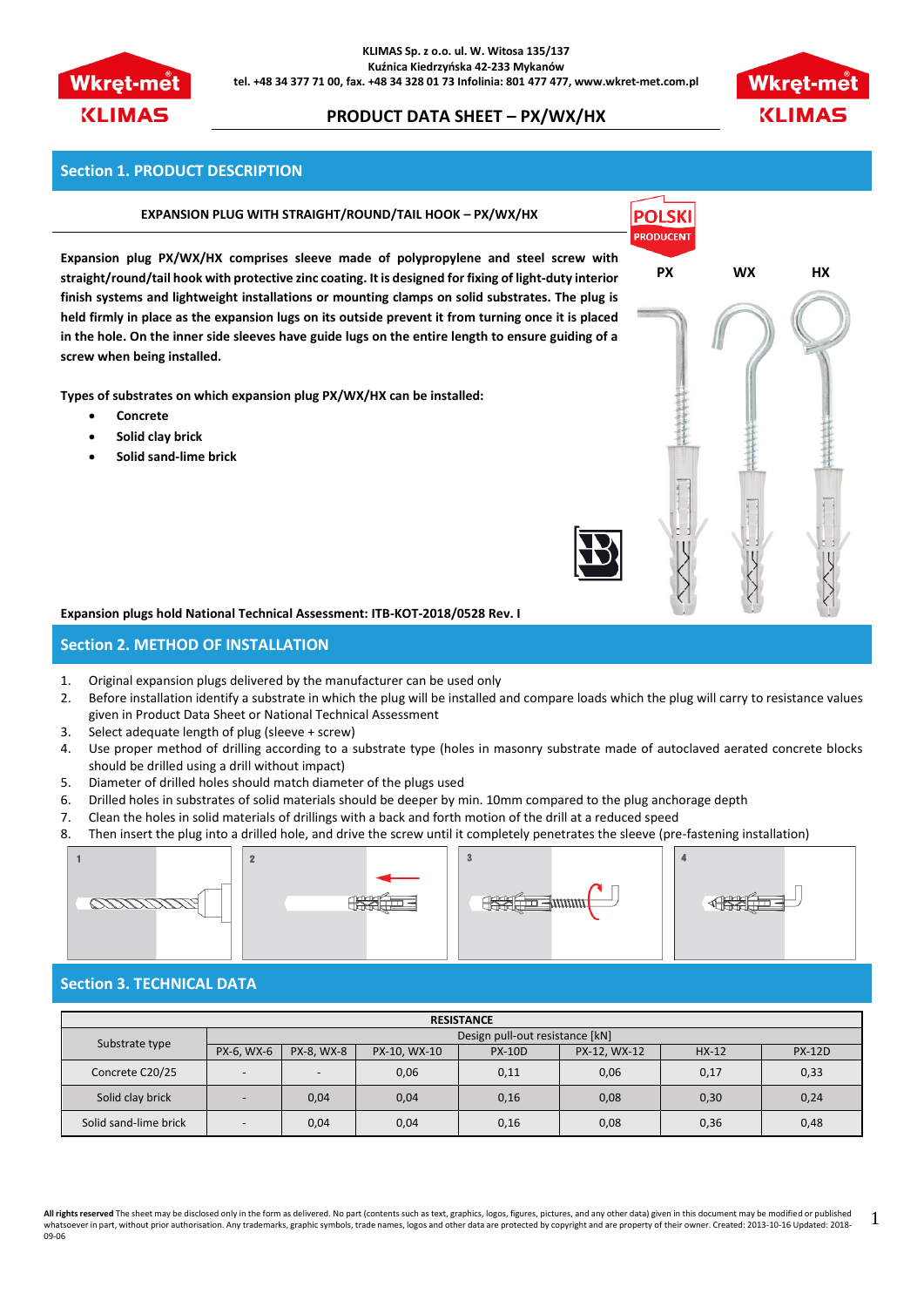KLIMAS Sp. z o.o. ul. W. Witosa 135/137
Kuźnica Kiedrzyńska 42-233 Mykanów
tel. +48 34 377 71 00, fax. +48 34 328 01 73 Infolinia: 801 477 477, www.wkret-met.com.pl

# PRODUCT DATA SHEET – PX/WX/HX

## Section 1. PRODUCT DESCRIPTION

**EXPANSION PLUG WITH STRAIGHT/ROUND/TAIL HOOK – PX/WX/HX**

**Expansion plug PX/WX/HX comprises sleeve made of polypropylene and steel screw with straight/round/tail hook with protective zinc coating. It is designed for fixing of light-duty interior finish systems and lightweight installations or mounting clamps on solid substrates. The plug is held firmly in place as the expansion lugs on its outside prevent it from turning once it is placed in the hole. On the inner side sleeves have guide lugs on the entire length to ensure guiding of a screw when being installed.**

**Types of substrates on which expansion plug PX/WX/HX can be installed:**

- **Concrete**
- **Solid clay brick**
- **Solid sand-lime brick**

PX WX HX

**Expansion plugs hold National Technical Assessment: ITB-KOT-2018/0528 Rev. I**

## Section 2. METHOD OF INSTALLATION

1. Original expansion plugs delivered by the manufacturer can be used only
2. Before installation identify a substrate in which the plug will be installed and compare loads which the plug will carry to resistance values given in Product Data Sheet or National Technical Assessment
3. Select adequate length of plug (sleeve + screw)
4. Use proper method of drilling according to a substrate type (holes in masonry substrate made of autoclaved aerated concrete blocks should be drilled using a drill without impact)
5. Diameter of drilled holes should match diameter of the plugs used
6. Drilled holes in substrates of solid materials should be deeper by min. 10mm compared to the plug anchorage depth
7. Clean the holes in solid materials of drillings with a back and forth motion of the drill at a reduced speed
8. Then insert the plug into a drilled hole, and drive the screw until it completely penetrates the sleeve (pre-fastening installation)

1 2 3 4

## Section 3. TECHNICAL DATA

| RESISTANCE | | | | | | | |
|---|---|---|---|---|---|---|---|
| Substrate type | Design pull-out resistance [kN] | | | | | | |
| | PX-6, WX-6 | PX-8, WX-8 | PX-10, WX-10 | PX-10D | PX-12, WX-12 | HX-12 | PX-12D |
| Concrete C20/25 | - | - | 0,06 | 0,11 | 0,06 | 0,17 | 0,33 |
| Solid clay brick | - | 0,04 | 0,04 | 0,16 | 0,08 | 0,30 | 0,24 |
| Solid sand-lime brick | - | 0,04 | 0,04 | 0,16 | 0,08 | 0,36 | 0,48 |

**All rights reserved** The sheet may be disclosed only in the form as delivered. No part (contents such as text, graphics, logos, figures, pictures, and any other data) given in this document may be modified or published whatsoever in part, without prior authorisation. Any trademarks, graphic symbols, trade names, logos and other data are protected by copyright and are property of their owner. Created: 2013-10-16 Updated: 2018-09-06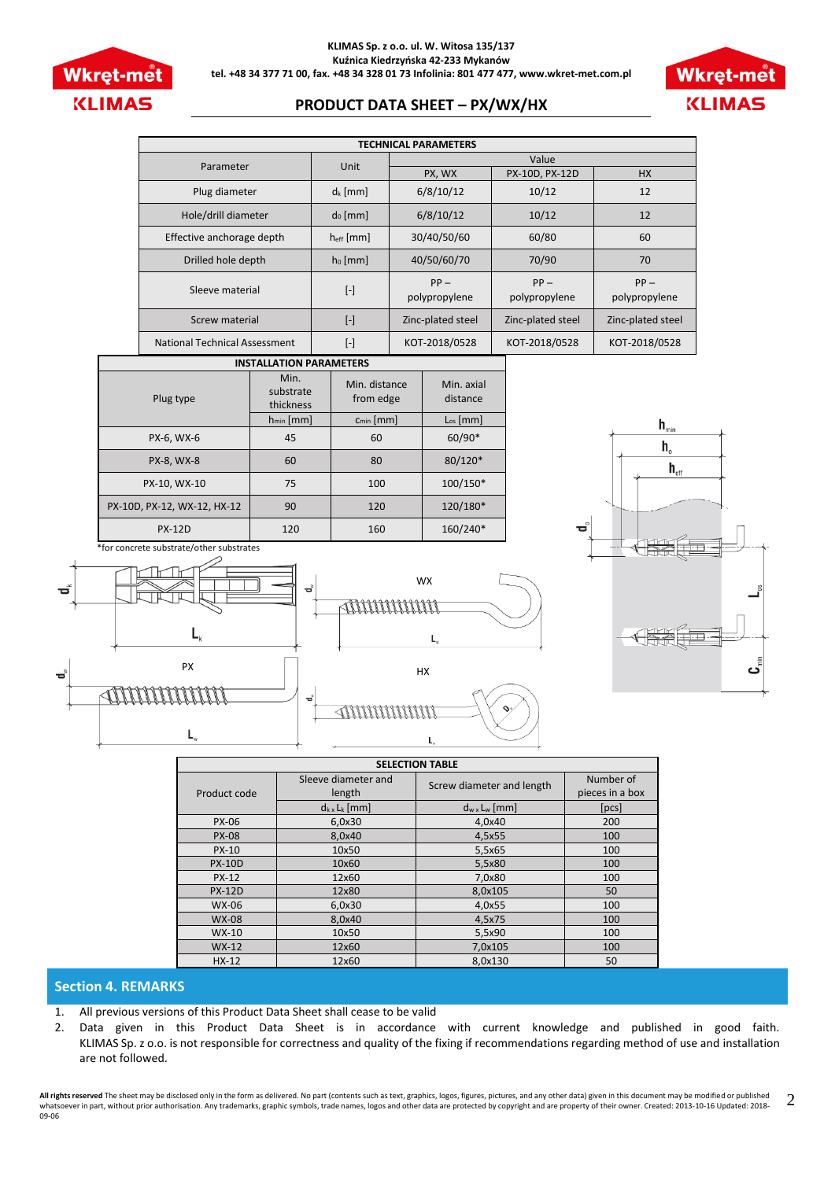KLIMAS Sp. z o.o. ul. W. Witosa 135/137
Kuźnica Kiedrzyńska 42-233 Mykanów
tel. +48 34 377 71 00, fax. +48 34 328 01 73 Infolinia: 801 477 477, www.wkret-met.com.pl

## PRODUCT DATA SHEET – PX/WX/HX

| TECHNICAL PARAMETERS | | | | |
|---|---|---|---|---|
| Parameter | Unit | Value | | |
| | | PX, WX | PX-10D, PX-12D | HX |
| Plug diameter | $d_k$ [mm] | 6/8/10/12 | 10/12 | 12 |
| Hole/drill diameter | $d_0$ [mm] | 6/8/10/12 | 10/12 | 12 |
| Effective anchorage depth | $h_{eff}$ [mm] | 30/40/50/60 | 60/80 | 60 |
| Drilled hole depth | $h_0$ [mm] | 40/50/60/70 | 70/90 | 70 |
| Sleeve material | [-] | PP – polypropylene | PP – polypropylene | PP – polypropylene |
| Screw material | [-] | Zinc-plated steel | Zinc-plated steel | Zinc-plated steel |
| National Technical Assessment | [-] | KOT-2018/0528 | KOT-2018/0528 | KOT-2018/0528 |

| INSTALLATION PARAMETERS | | | |
|---|---|---|---|
| Plug type | Min. substrate thickness | Min. distance from edge | Min. axial distance |
| | $h_{min}$ [mm] | $c_{min}$ [mm] | $L_{os}$ [mm] |
| PX-6, WX-6 | 45 | 60 | 60/90* |
| PX-8, WX-8 | 60 | 80 | 80/120* |
| PX-10, WX-10 | 75 | 100 | 100/150* |
| PX-10D, PX-12, WX-12, HX-12 | 90 | 120 | 120/180* |
| PX-12D | 120 | 160 | 160/240* |

*for concrete substrate/other substrates

PX

WX

HX

| SELECTION TABLE | | | |
|---|---|---|---|
| Product code | Sleeve diameter and length | Screw diameter and length | Number of pieces in a box |
| | $d_k \times L_k$ [mm] | $d_w \times L_w$ [mm] | [pcs] |
| PX-06 | 6,0x30 | 4,0x40 | 200 |
| PX-08 | 8,0x40 | 4,5x55 | 100 |
| PX-10 | 10x50 | 5,5x65 | 100 |
| PX-10D | 10x60 | 5,5x80 | 100 |
| PX-12 | 12x60 | 7,0x80 | 100 |
| PX-12D | 12x80 | 8,0x105 | 50 |
| WX-06 | 6,0x30 | 4,0x55 | 100 |
| WX-08 | 8,0x40 | 4,5x75 | 100 |
| WX-10 | 10x50 | 5,5x90 | 100 |
| WX-12 | 12x60 | 7,0x105 | 100 |
| HX-12 | 12x60 | 8,0x130 | 50 |

## Section 4. REMARKS

1. All previous versions of this Product Data Sheet shall cease to be valid
2. Data given in this Product Data Sheet is in accordance with current knowledge and published in good faith. KLIMAS Sp. z o.o. is not responsible for correctness and quality of the fixing if recommendations regarding method of use and installation are not followed.

**All rights reserved** The sheet may be disclosed only in the form as delivered. No part (contents such as text, graphics, logos, figures, pictures, and any other data) given in this document may be modified or published whatsoever in part, without prior authorisation. Any trademarks, graphic symbols, trade names, logos and other data are protected by copyright and are property of their owner. Created: 2013-10-16 Updated: 2018-09-06